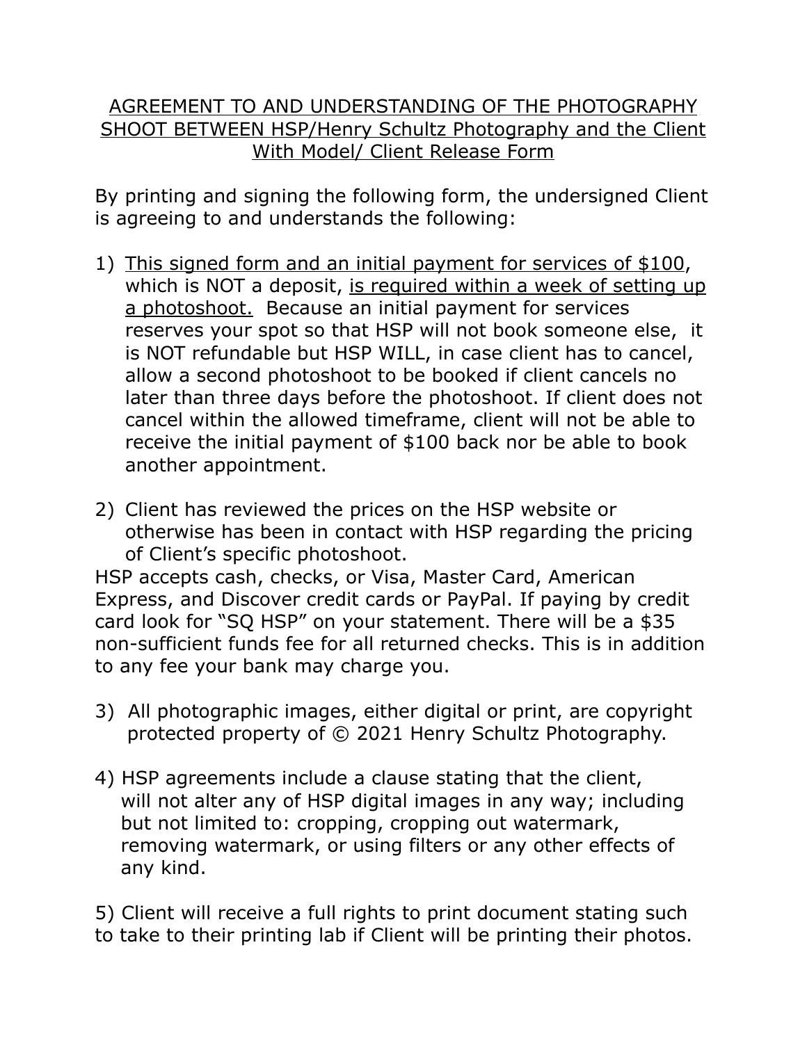<u>AGREEMENT TO AND UNDERSTANDING OF THE PHOTOGRAPHY SHOOT BETWEEN HSP/Henry Schultz Photography and the Client With Model/ Client Release Form</u>

By printing and signing the following form, the undersigned Client is agreeing to and understands the following:

1) <u>This signed form and an initial payment for services of $100</u>, which is NOT a deposit, <u>is required within a week of setting up a photoshoot.</u> Because an initial payment for services reserves your spot so that HSP will not book someone else, it is NOT refundable but HSP WILL, in case client has to cancel, allow a second photoshoot to be booked if client cancels no later than three days before the photoshoot. If client does not cancel within the allowed timeframe, client will not be able to receive the initial payment of $100 back nor be able to book another appointment.

2) Client has reviewed the prices on the HSP website or otherwise has been in contact with HSP regarding the pricing of Client's specific photoshoot.

HSP accepts cash, checks, or Visa, Master Card, American Express, and Discover credit cards or PayPal. If paying by credit card look for "SQ HSP" on your statement. There will be a $35 non-sufficient funds fee for all returned checks. This is in addition to any fee your bank may charge you.

3) All photographic images, either digital or print, are copyright protected property of © 2021 Henry Schultz Photography.

4) HSP agreements include a clause stating that the client, will not alter any of HSP digital images in any way; including but not limited to: cropping, cropping out watermark, removing watermark, or using filters or any other effects of any kind.

5) Client will receive a full rights to print document stating such to take to their printing lab if Client will be printing their photos.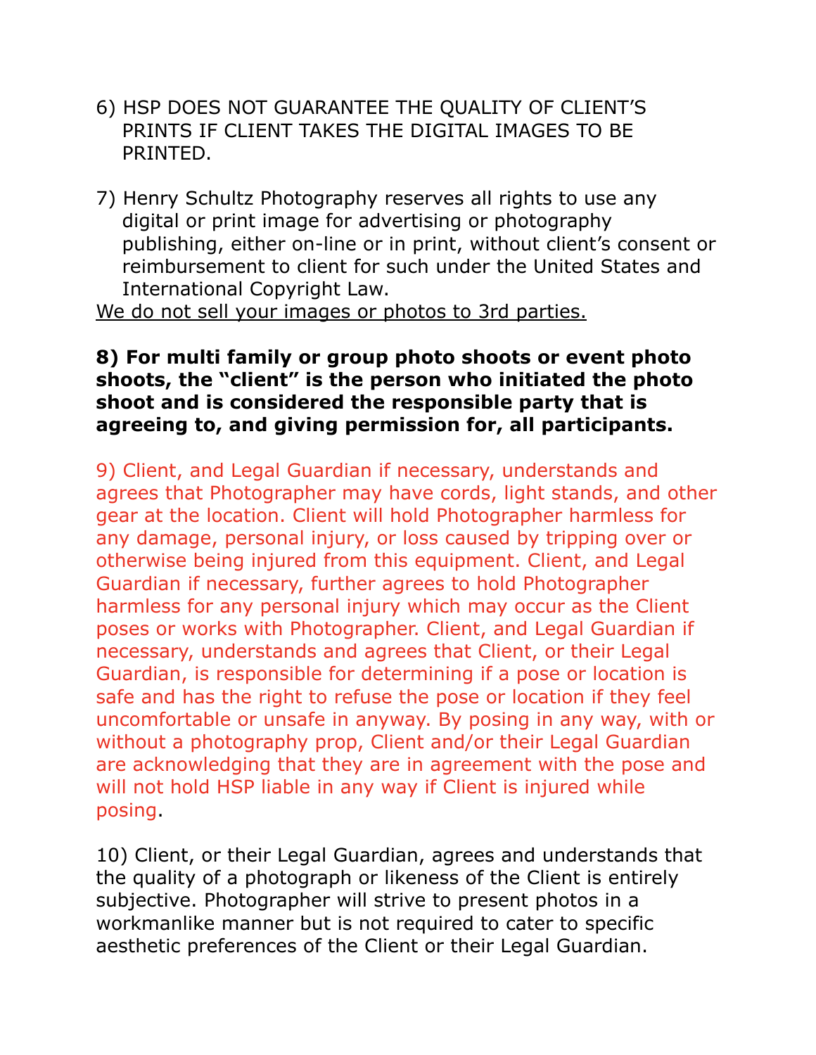6) HSP DOES NOT GUARANTEE THE QUALITY OF CLIENT'S PRINTS IF CLIENT TAKES THE DIGITAL IMAGES TO BE PRINTED.

7) Henry Schultz Photography reserves all rights to use any digital or print image for advertising or photography publishing, either on-line or in print, without client's consent or reimbursement to client for such under the United States and International Copyright Law.

<u>We do not sell your images or photos to 3rd parties.</u>

**8) For multi family or group photo shoots or event photo shoots, the "client" is the person who initiated the photo shoot and is considered the responsible party that is agreeing to, and giving permission for, all participants.**

9) Client, and Legal Guardian if necessary, understands and agrees that Photographer may have cords, light stands, and other gear at the location. Client will hold Photographer harmless for any damage, personal injury, or loss caused by tripping over or otherwise being injured from this equipment. Client, and Legal Guardian if necessary, further agrees to hold Photographer harmless for any personal injury which may occur as the Client poses or works with Photographer. Client, and Legal Guardian if necessary, understands and agrees that Client, or their Legal Guardian, is responsible for determining if a pose or location is safe and has the right to refuse the pose or location if they feel uncomfortable or unsafe in anyway. By posing in any way, with or without a photography prop, Client and/or their Legal Guardian are acknowledging that they are in agreement with the pose and will not hold HSP liable in any way if Client is injured while posing.

10) Client, or their Legal Guardian, agrees and understands that the quality of a photograph or likeness of the Client is entirely subjective. Photographer will strive to present photos in a workmanlike manner but is not required to cater to specific aesthetic preferences of the Client or their Legal Guardian.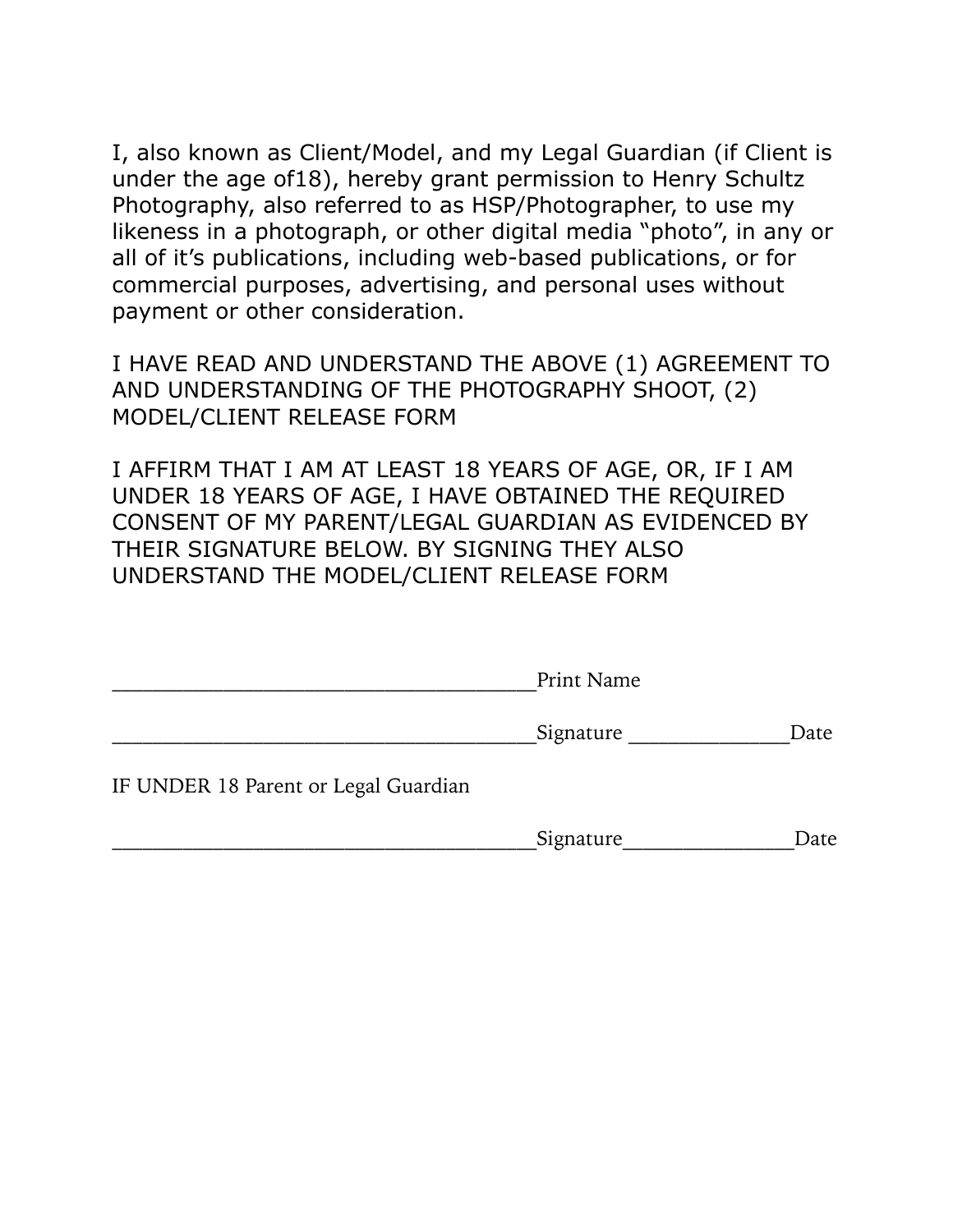I, also known as Client/Model, and my Legal Guardian (if Client is under the age of18), hereby grant permission to Henry Schultz Photography, also referred to as HSP/Photographer, to use my likeness in a photograph, or other digital media "photo", in any or all of it's publications, including web-based publications, or for commercial purposes, advertising, and personal uses without payment or other consideration.

I HAVE READ AND UNDERSTAND THE ABOVE (1) AGREEMENT TO AND UNDERSTANDING OF THE PHOTOGRAPHY SHOOT, (2) MODEL/CLIENT RELEASE FORM

I AFFIRM THAT I AM AT LEAST 18 YEARS OF AGE, OR, IF I AM UNDER 18 YEARS OF AGE, I HAVE OBTAINED THE REQUIRED CONSENT OF MY PARENT/LEGAL GUARDIAN AS EVIDENCED BY THEIR SIGNATURE BELOW. BY SIGNING THEY ALSO UNDERSTAND THE MODEL/CLIENT RELEASE FORM

____________________________________Print Name

____________________________________Signature ______________Date

IF UNDER 18 Parent or Legal Guardian

____________________________________Signature______________Date